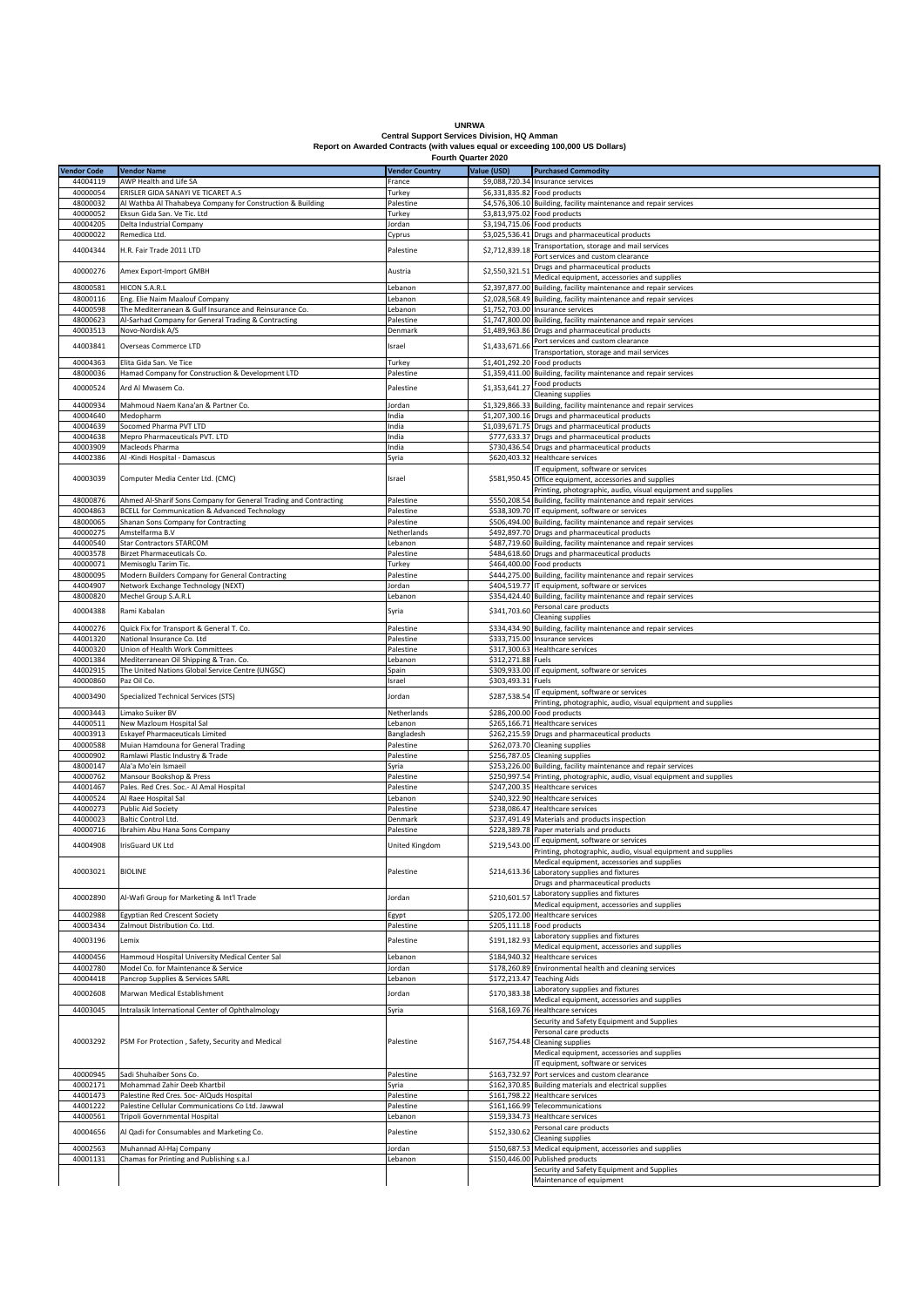# UNRWA

## Central Support Services Division, HQ Amman

### Report on Awarded Contracts (with values equal or exceeding 100,000 US Dollars)

### Fourth Quarter 2020

| Vendor Code | Vendor Name | Vendor Country | Value (USD) | Purchased Commodity |
|---|---|---|---|---|
| 44004119 | AWP Health and Life SA | France | $9,088,720.34 | Insurance services |
| 40000054 | ERISLER GIDA SANAYI VE TICARET A.S | Turkey | $6,331,835.82 | Food products |
| 48000032 | Al Wathba Al Thahabeya Company for Construction & Building | Palestine | $4,576,306.10 | Building, facility maintenance and repair services |
| 40000052 | Eksun Gida San. Ve Tic. Ltd | Turkey | $3,813,975.02 | Food products |
| 40004205 | Delta Industrial Company | Jordan | $3,194,715.06 | Food products |
| 40000022 | Remedica Ltd. | Cyprus | $3,025,536.41 | Drugs and pharmaceutical products |
| 44004344 | H.R. Fair Trade 2011 LTD | Palestine | $2,712,839.18 | Transportation, storage and mail services<br>Port services and custom clearance |
| 40000276 | Amex Export-Import GMBH | Austria | $2,550,321.51 | Drugs and pharmaceutical products<br>Medical equipment, accessories and supplies |
| 48000581 | HICON S.A.R.L | Lebanon | $2,397,877.00 | Building, facility maintenance and repair services |
| 48000116 | Eng. Elie Naim Maalouf Company | Lebanon | $2,028,568.49 | Building, facility maintenance and repair services |
| 44000598 | The Mediterranean & Gulf Insurance and Reinsurance Co. | Lebanon | $1,752,703.00 | Insurance services |
| 48000623 | Al-Sarhad Company for General Trading & Contracting | Palestine | $1,747,800.00 | Building, facility maintenance and repair services |
| 40003513 | Novo-Nordisk A/S | Denmark | $1,489,963.86 | Drugs and pharmaceutical products |
| 44003841 | Overseas Commerce LTD | Israel | $1,433,671.66 | Port services and custom clearance<br>Transportation, storage and mail services |
| 40004363 | Elita Gida San. Ve Tice | Turkey | $1,401,292.20 | Food products |
| 48000036 | Hamad Company for Construction & Development LTD | Palestine | $1,359,411.00 | Building, facility maintenance and repair services |
| 40000524 | Ard Al Mwasem Co. | Palestine | $1,353,641.27 | Food products<br>Cleaning supplies |
| 44000934 | Mahmoud Naem Kana'an & Partner Co. | Jordan | $1,329,866.33 | Building, facility maintenance and repair services |
| 40004640 | Medopharm | India | $1,207,300.16 | Drugs and pharmaceutical products |
| 40004639 | Socomed Pharma PVT LTD | India | $1,039,671.75 | Drugs and pharmaceutical products |
| 40004638 | Mepro Pharmaceuticals PVT. LTD | India | $777,633.37 | Drugs and pharmaceutical products |
| 40003909 | Macleods Pharma | India | $730,436.54 | Drugs and pharmaceutical products |
| 44002386 | Al -Kindi Hospital - Damascus | Syria | $620,403.32 | Healthcare services |
| 40003039 | Computer Media Center Ltd. (CMC) | Israel | $581,950.45 | IT equipment, software or services<br>Office equipment, accessories and supplies<br>Printing, photographic, audio, visual equipment and supplies |
| 48000876 | Ahmed Al-Sharif Sons Company for General Trading and Contracting | Palestine | $550,208.54 | Building, facility maintenance and repair services |
| 40004863 | BCELL for Communication & Advanced Technology | Palestine | $538,309.70 | IT equipment, software or services |
| 48000065 | Shanan Sons Company for Contracting | Palestine | $506,494.00 | Building, facility maintenance and repair services |
| 40000275 | Amstelfarma B.V | Netherlands | $492,897.70 | Drugs and pharmaceutical products |
| 44000540 | Star Contractors STARCOM | Lebanon | $487,719.60 | Building, facility maintenance and repair services |
| 40003578 | Birzet Pharmaceuticals Co. | Palestine | $484,618.60 | Drugs and pharmaceutical products |
| 40000071 | Memisoglu Tarim Tic. | Turkey | $464,400.00 | Food products |
| 48000095 | Modern Builders Company for General Contracting | Palestine | $444,275.00 | Building, facility maintenance and repair services |
| 44004907 | Network Exchange Technology (NEXT) | Jordan | $404,519.77 | IT equipment, software or services |
| 48000820 | Mechel Group S.A.R.L | Lebanon | $354,424.40 | Building, facility maintenance and repair services |
| 40004388 | Rami Kabalan | Syria | $341,703.60 | Personal care products<br>Cleaning supplies |
| 44000276 | Quick Fix for Transport & General T. Co. | Palestine | $334,434.90 | Building, facility maintenance and repair services |
| 44001320 | National Insurance Co. Ltd | Palestine | $333,715.00 | Insurance services |
| 44000320 | Union of Health Work Committees | Palestine | $317,300.63 | Healthcare services |
| 40001384 | Mediterranean Oil Shipping & Tran. Co. | Lebanon | $312,271.88 | Fuels |
| 44002915 | The United Nations Global Service Centre (UNGSC) | Spain | $309,933.00 | IT equipment, software or services |
| 40000860 | Paz Oil Co. | Israel | $303,493.31 | Fuels |
| 40003490 | Specialized Technical Services (STS) | Jordan | $287,538.54 | IT equipment, software or services<br>Printing, photographic, audio, visual equipment and supplies |
| 40003443 | Limako Suiker BV | Netherlands | $286,200.00 | Food products |
| 44000511 | New Mazloum Hospital Sal | Lebanon | $265,166.71 | Healthcare services |
| 40003913 | Eskayef Pharmaceuticals Limited | Bangladesh | $262,215.59 | Drugs and pharmaceutical products |
| 40000588 | Muian Hamdouna for General Trading | Palestine | $262,073.70 | Cleaning supplies |
| 40000902 | Ramlawi Plastic Industry & Trade | Palestine | $256,787.05 | Cleaning supplies |
| 48000147 | Ala'a Mo'ein Ismaeil | Syria | $253,226.00 | Building, facility maintenance and repair services |
| 40000762 | Mansour Bookshop & Press | Palestine | $250,997.54 | Printing, photographic, audio, visual equipment and supplies |
| 44001467 | Pales. Red Cres. Soc.- Al Amal Hospital | Palestine | $247,200.35 | Healthcare services |
| 44000524 | Al Raee Hospital Sal | Lebanon | $240,322.90 | Healthcare services |
| 44000273 | Public Aid Society | Palestine | $238,086.47 | Healthcare services |
| 44000023 | Baltic Control Ltd. | Denmark | $237,491.49 | Materials and products inspection |
| 40000716 | Ibrahim Abu Hana Sons Company | Palestine | $228,389.78 | Paper materials and products |
| 44004908 | IrisGuard UK Ltd | United Kingdom | $219,543.00 | IT equipment, software or services<br>Printing, photographic, audio, visual equipment and supplies |
| 40003021 | BIOLINE | Palestine | $214,613.36 | Medical equipment, accessories and supplies<br>Laboratory supplies and fixtures<br>Drugs and pharmaceutical products |
| 40002890 | Al-Wafi Group for Marketing & Int'l Trade | Jordan | $210,601.57 | Laboratory supplies and fixtures<br>Medical equipment, accessories and supplies |
| 44002988 | Egyptian Red Crescent Society | Egypt | $205,172.00 | Healthcare services |
| 40003434 | Zalmout Distribution Co. Ltd. | Palestine | $205,111.18 | Food products |
| 40003196 | Lemix | Palestine | $191,182.93 | Laboratory supplies and fixtures<br>Medical equipment, accessories and supplies |
| 44000456 | Hammoud Hospital University Medical Center Sal | Lebanon | $184,940.32 | Healthcare services |
| 44002780 | Model Co. for Maintenance & Service | Jordan | $178,260.89 | Environmental health and cleaning services |
| 40004418 | Pancrop Supplies & Services SARL | Lebanon | $172,213.47 | Teaching Aids |
| 40002608 | Marwan Medical Establishment | Jordan | $170,383.38 | Laboratory supplies and fixtures<br>Medical equipment, accessories and supplies |
| 44003045 | Intralasik International Center of Ophthalmology | Syria | $168,169.76 | Healthcare services |
| 40003292 | PSM For Protection , Safety, Security and Medical | Palestine | $167,754.48 | Security and Safety Equipment and Supplies<br>Personal care products<br>Cleaning supplies<br>Medical equipment, accessories and supplies<br>IT equipment, software or services |
| 40000945 | Sadi Shuhaiber Sons Co. | Palestine | $163,732.97 | Port services and custom clearance |
| 40002171 | Mohammad Zahir Deeb Khartbil | Syria | $162,370.85 | Building materials and electrical supplies |
| 44001473 | Palestine Red Cres. Soc- AlQuds Hospital | Palestine | $161,798.22 | Healthcare services |
| 44001222 | Palestine Cellular Communications Co Ltd. Jawwal | Palestine | $161,166.99 | Telecommunications |
| 44000561 | Tripoli Governmental Hospital | Lebanon | $159,334.73 | Healthcare services |
| 40004656 | Al Qadi for Consumables and Marketing Co. | Palestine | $152,330.62 | Personal care products<br>Cleaning supplies |
| 40002563 | Muhannad Al-Haj Company | Jordan | $150,687.53 | Medical equipment, accessories and supplies |
| 40001131 | Chamas for Printing and Publishing s.a.l | Lebanon | $150,446.00 | Published products |
| | | | | Security and Safety Equipment and Supplies<br>Maintenance of equipment |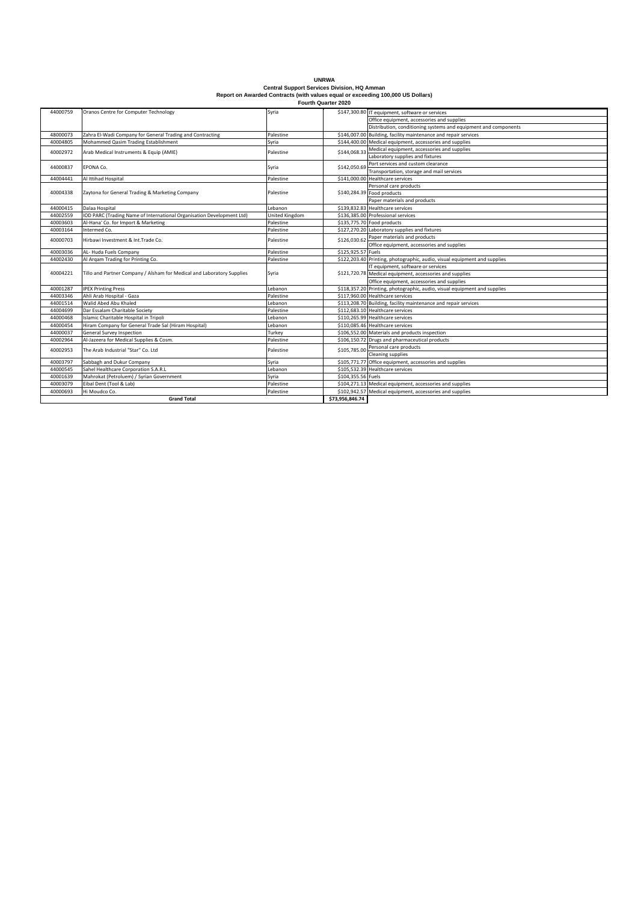**UNRWA**
**Central Support Services Division, HQ Amman**
**Report on Awarded Contracts (with values equal or exceeding 100,000 US Dollars)**
**Fourth Quarter 2020**

| | | | | |
|---|---|---|---|---|
| 44000759 | Oranos Centre for Computer Technology | Syria | $147,300.80 | IT equipment, software or services |
| | | | | Office equipment, accessories and supplies |
| | | | | Distribution, conditioning systems and equipment and components |
| 48000073 | Zahra El-Wadi Company for General Trading and Contracting | Palestine | $146,007.00 | Building, facility maintenance and repair services |
| 40004805 | Mohammed Qasim Trading Establishment | Syria | $144,400.00 | Medical equipment, accessories and supplies |
| 40002972 | Arab Medical Instruments & Equip (AMIE) | Palestine | $144,068.33 | Medical equipment, accessories and supplies |
| | | | | Laboratory supplies and fixtures |
| 44000837 | EPONA Co. | Syria | $142,050.69 | Port services and custom clearance |
| | | | | Transportation, storage and mail services |
| 44004441 | Al Ittihad Hospital | Palestine | $141,000.00 | Healthcare services |
| 40004338 | Zaytona for General Trading & Marketing Company | Palestine | $140,284.39 | Personal care products |
| | | | | Food products |
| | | | | Paper materials and products |
| 44000415 | Dalaa Hospital | Lebanon | $139,832.83 | Healthcare services |
| 44002559 | IOD PARC (Trading Name of International Organisation Development Ltd) | United Kingdom | $136,385.00 | Professional services |
| 40003603 | Al-Hana' Co. for Import & Marketing | Palestine | $135,775.70 | Food products |
| 40003164 | Intermed Co. | Palestine | $127,270.20 | Laboratory supplies and fixtures |
| 40000703 | Hirbawi Investment & Int.Trade Co. | Palestine | $126,030.62 | Paper materials and products |
| | | | | Office equipment, accessories and supplies |
| 40003036 | AL- Huda Fuels Company | Palestine | $125,925.57 | Fuels |
| 44002430 | Al Arqam Trading for Printing Co. | Palestine | $122,203.40 | Printing, photographic, audio, visual equipment and supplies |
| 40004221 | Tillo and Partner Company / Alsham for Medical and Laboratory Supplies | Syria | $121,720.78 | IT equipment, software or services |
| | | | | Medical equipment, accessories and supplies |
| | | | | Office equipment, accessories and supplies |
| 40001287 | IPEX Printing Press | Lebanon | $118,357.20 | Printing, photographic, audio, visual equipment and supplies |
| 44003346 | Ahli Arab Hospital - Gaza | Palestine | $117,960.00 | Healthcare services |
| 44001514 | Walid Abed Abu Khaled | Lebanon | $113,208.70 | Building, facility maintenance and repair services |
| 44004699 | Dar Essalam Charitable Society | Palestine | $112,683.10 | Healthcare services |
| 44000468 | Islamic Charitable Hospital in Tripoli | Lebanon | $110,265.99 | Healthcare services |
| 44000454 | Hiram Company for General Trade Sal (Hiram Hospital) | Lebanon | $110,085.46 | Healthcare services |
| 44000037 | General Survey Inspection | Turkey | $106,552.00 | Materials and products inspection |
| 40002964 | Al-Jazeera for Medical Supplies & Cosm. | Palestine | $106,150.72 | Drugs and pharmaceutical products |
| 40002953 | The Arab Industrial "Star" Co. Ltd | Palestine | $105,785.00 | Personal care products |
| | | | | Cleaning supplies |
| 40003797 | Sabbagh and Dukur Company | Syria | $105,771.77 | Office equipment, accessories and supplies |
| 44000545 | Sahel Healthcare Corporation S.A.R.L | Lebanon | $105,532.39 | Healthcare services |
| 40001639 | Mahrokat (Petroluem) / Syrian Government | Syria | $104,355.56 | Fuels |
| 40003079 | Eibal Dent (Tool & Lab) | Palestine | $104,271.13 | Medical equipment, accessories and supplies |
| 40000693 | Hi Moudco Co. | Palestine | $102,942.57 | Medical equipment, accessories and supplies |
| **Grand Total** | | | **$73,956,846.74** | |